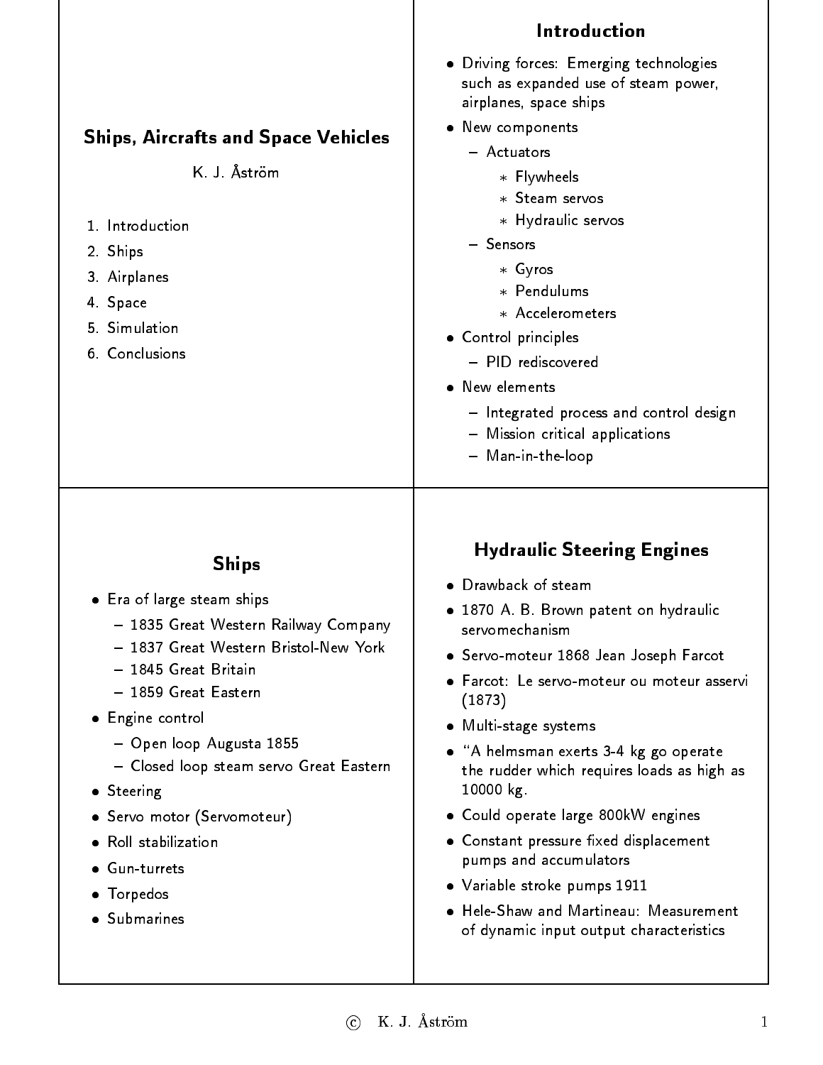# Ships, Aircrafts and Space Vehicles

K. J. Åström

1. Introduction
2. Ships
3. Airplanes
4. Space
5. Simulation
6. Conclusions

## Introduction

- Driving forces: Emerging technologies such as expanded use of steam power, airplanes, space ships
- New components
  - Actuators
    - Flywheels
    - Steam servos
    - Hydraulic servos
  - Sensors
    - Gyros
    - Pendulums
    - Accelerometers
- Control principles
  - PID rediscovered
- New elements
  - Integrated process and control design
  - Mission critical applications
  - Man-in-the-loop

## Ships

- Era of large steam ships
  - 1835 Great Western Railway Company
  - 1837 Great Western Bristol-New York
  - 1845 Great Britain
  - 1859 Great Eastern
- Engine control
  - Open loop Augusta 1855
  - Closed loop steam servo Great Eastern
- Steering
- Servo motor (Servomoteur)
- Roll stabilization
- Gun-turrets
- Torpedos
- Submarines

## Hydraulic Steering Engines

- Drawback of steam
- 1870 A. B. Brown patent on hydraulic servomechanism
- Servo-moteur 1868 Jean Joseph Farcot
- Farcot: Le servo-moteur ou moteur asservi (1873)
- Multi-stage systems
- "A helmsman exerts 3-4 kg go operate the rudder which requires loads as high as 10000 kg.
- Could operate large 800kW engines
- Constant pressure fixed displacement pumps and accumulators
- Variable stroke pumps 1911
- Hele-Shaw and Martineau: Measurement of dynamic input output characteristics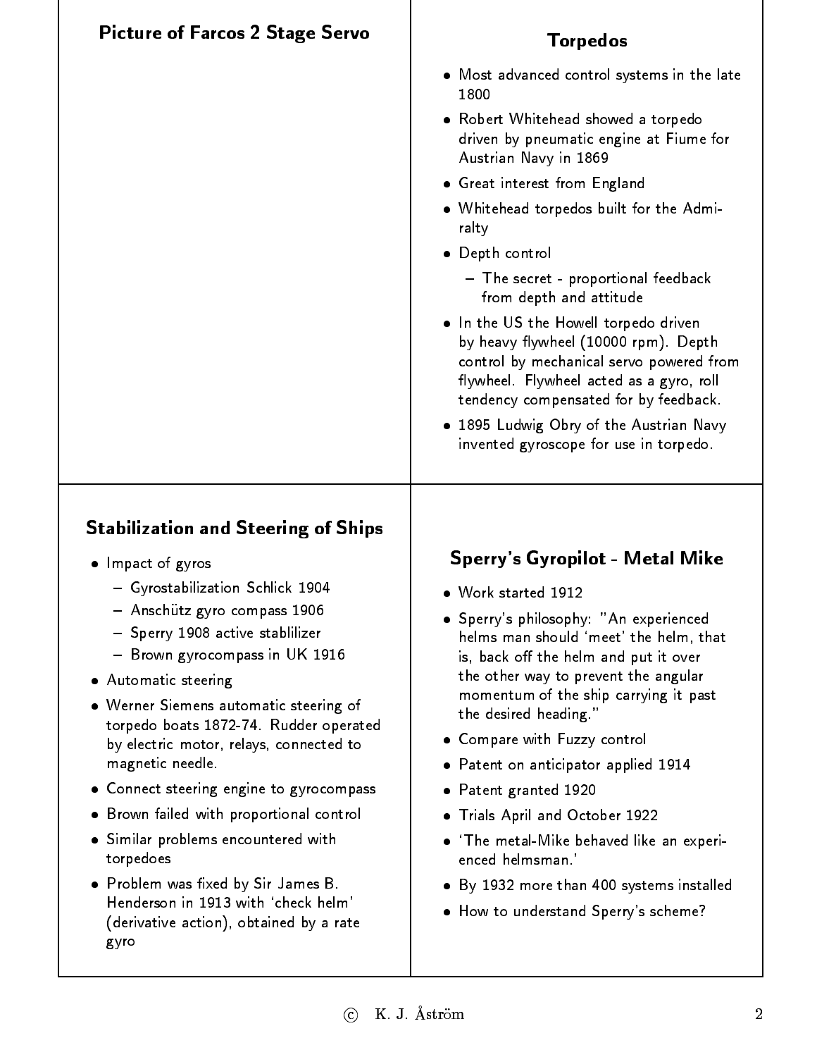## Picture of Farcos 2 Stage Servo

## Torpedos

- Most advanced control systems in the late 1800
- Robert Whitehead showed a torpedo driven by pneumatic engine at Fiume for Austrian Navy in 1869
- Great interest from England
- Whitehead torpedos built for the Admiralty
- Depth control
  - The secret - proportional feedback from depth and attitude
- In the US the Howell torpedo driven by heavy flywheel (10000 rpm). Depth control by mechanical servo powered from flywheel. Flywheel acted as a gyro, roll tendency compensated for by feedback.
- 1895 Ludwig Obry of the Austrian Navy invented gyroscope for use in torpedo.

## Stabilization and Steering of Ships

- Impact of gyros
  - Gyrostabilization Schlick 1904
  - Anschütz gyro compass 1906
  - Sperry 1908 active stablilizer
  - Brown gyrocompass in UK 1916
- Automatic steering
- Werner Siemens automatic steering of torpedo boats 1872-74. Rudder operated by electric motor, relays, connected to magnetic needle.
- Connect steering engine to gyrocompass
- Brown failed with proportional control
- Similar problems encountered with torpedoes
- Problem was fixed by Sir James B. Henderson in 1913 with 'check helm' (derivative action), obtained by a rate gyro

## Sperry's Gyropilot - Metal Mike

- Work started 1912
- Sperry's philosophy: "An experienced helms man should 'meet' the helm, that is, back off the helm and put it over the other way to prevent the angular momentum of the ship carrying it past the desired heading."
- Compare with Fuzzy control
- Patent on anticipator applied 1914
- Patent granted 1920
- Trials April and October 1922
- 'The metal-Mike behaved like an experienced helmsman.'
- By 1932 more than 400 systems installed
- How to understand Sperry's scheme?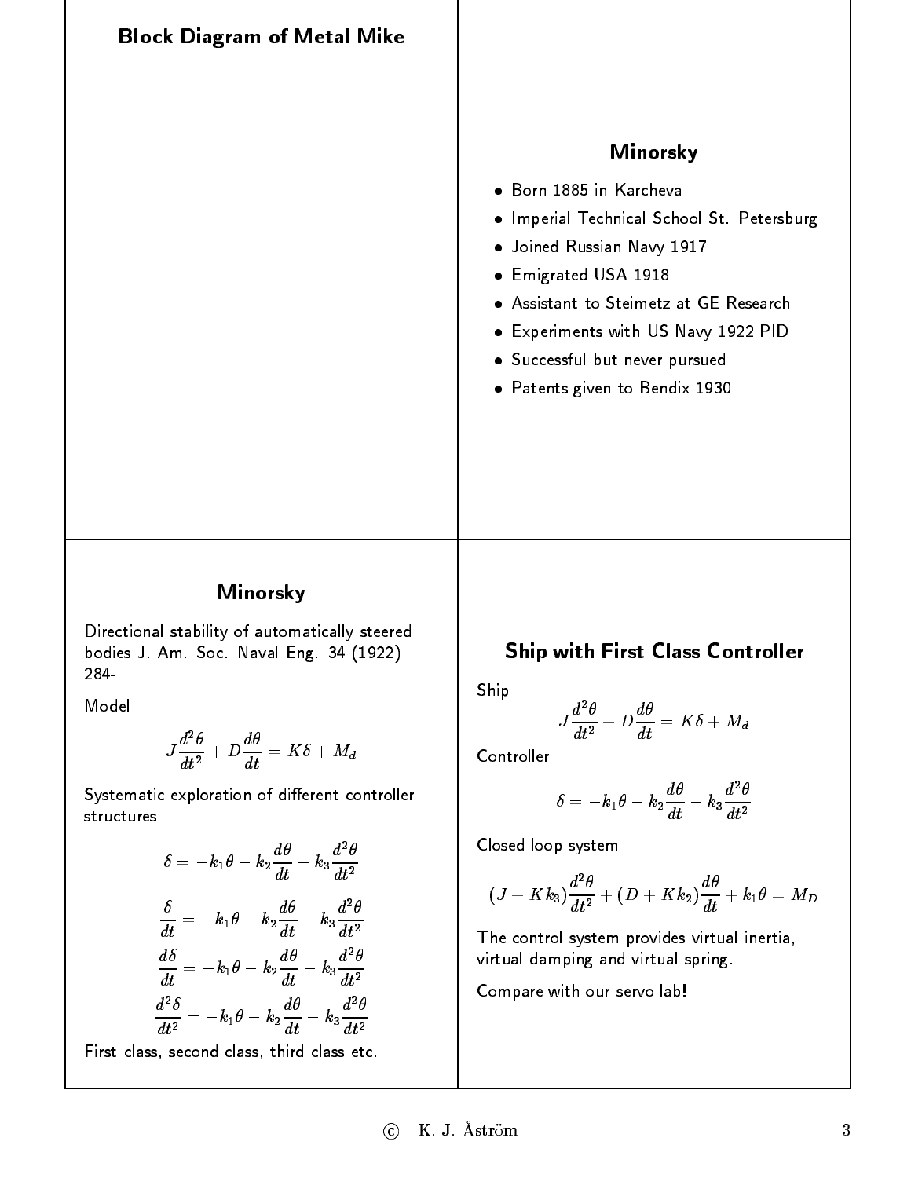## Block Diagram of Metal Mike

## Minorsky

- Born 1885 in Karcheva
- Imperial Technical School St. Petersburg
- Joined Russian Navy 1917
- Emigrated USA 1918
- Assistant to Steimetz at GE Research
- Experiments with US Navy 1922 PID
- Successful but never pursued
- Patents given to Bendix 1930

## Minorsky

Directional stability of automatically steered bodies J. Am. Soc. Naval Eng. 34 (1922) 284-

Model

$$J\frac{d^2\theta}{dt^2} + D\frac{d\theta}{dt} = K\delta + M_d$$

Systematic exploration of different controller structures

$$\delta = -k_1\theta - k_2\frac{d\theta}{dt} - k_3\frac{d^2\theta}{dt^2}$$

$$\frac{\delta}{dt} = -k_1\theta - k_2\frac{d\theta}{dt} - k_3\frac{d^2\theta}{dt^2}$$

$$\frac{d\delta}{dt} = -k_1\theta - k_2\frac{d\theta}{dt} - k_3\frac{d^2\theta}{dt^2}$$

$$\frac{d^2\delta}{dt^2} = -k_1\theta - k_2\frac{d\theta}{dt} - k_3\frac{d^2\theta}{dt^2}$$

First class, second class, third class etc.

## Ship with First Class Controller

Ship

$$J\frac{d^2\theta}{dt^2} + D\frac{d\theta}{dt} = K\delta + M_d$$

Controller

$$\delta = -k_1\theta - k_2\frac{d\theta}{dt} - k_3\frac{d^2\theta}{dt^2}$$

Closed loop system

$$(J + Kk_3)\frac{d^2\theta}{dt^2} + (D + Kk_2)\frac{d\theta}{dt} + k_1\theta = M_D$$

The control system provides virtual inertia, virtual damping and virtual spring.

Compare with our servo lab!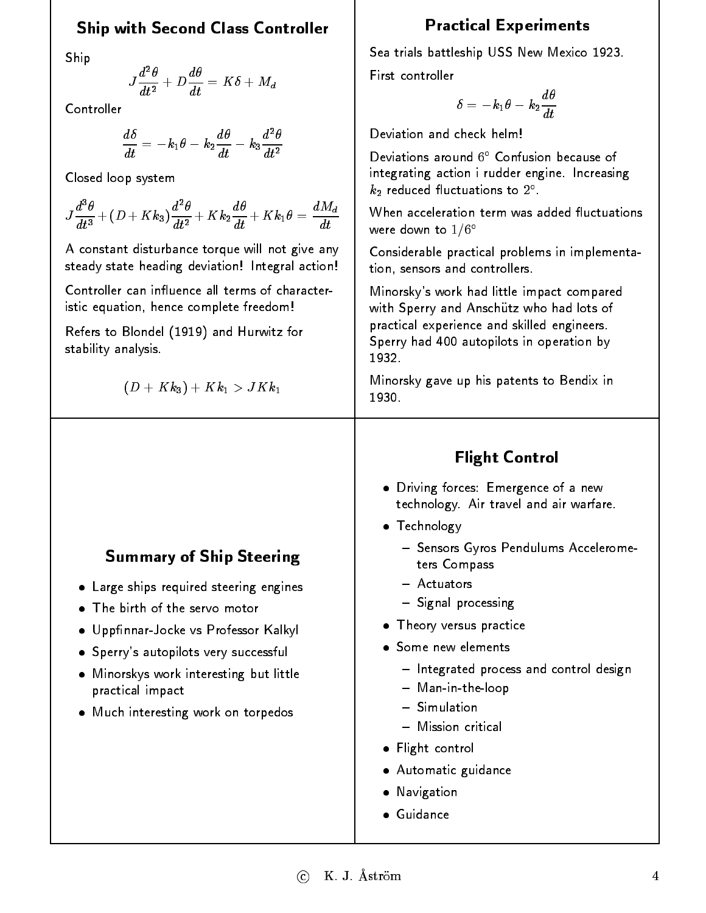## Ship with Second Class Controller

Ship

$$J\frac{d^2\theta}{dt^2} + D\frac{d\theta}{dt} = K\delta + M_d$$

Controller

$$\frac{d\delta}{dt} = -k_1\theta - k_2\frac{d\theta}{dt} - k_3\frac{d^2\theta}{dt^2}$$

Closed loop system

$$J\frac{d^3\theta}{dt^3} + (D + Kk_3)\frac{d^2\theta}{dt^2} + Kk_2\frac{d\theta}{dt} + Kk_1\theta = \frac{dM_d}{dt}$$

A constant disturbance torque will not give any steady state heading deviation! Integral action!

Controller can influence all terms of characteristic equation, hence complete freedom!

Refers to Blondel (1919) and Hurwitz for stability analysis.

$$(D + Kk_3) + Kk_1 > JKk_1$$

## Practical Experiments

Sea trials battleship USS New Mexico 1923.

First controller

$$\delta = -k_1\theta - k_2\frac{d\theta}{dt}$$

Deviation and check helm!

Deviations around $6^\circ$ Confusion because of integrating action i rudder engine. Increasing $k_2$ reduced fluctuations to $2^\circ$.

When acceleration term was added fluctuations were down to $1/6^\circ$

Considerable practical problems in implementation, sensors and controllers.

Minorsky's work had little impact compared with Sperry and Anschütz who had lots of practical experience and skilled engineers. Sperry had 400 autopilots in operation by 1932.

Minorsky gave up his patents to Bendix in 1930.

## Summary of Ship Steering

- Large ships required steering engines
- The birth of the servo motor
- Uppfinnar-Jocke vs Professor Kalkyl
- Sperry's autopilots very successful
- Minorskys work interesting but little practical impact
- Much interesting work on torpedos

## Flight Control

- Driving forces: Emergence of a new technology. Air travel and air warfare.
- Technology
  - Sensors Gyros Pendulums Accelerometers Compass
  - Actuators
  - Signal processing
- Theory versus practice
- Some new elements
  - Integrated process and control design
  - Man-in-the-loop
  - Simulation
  - Mission critical
- Flight control
- Automatic guidance
- Navigation
- Guidance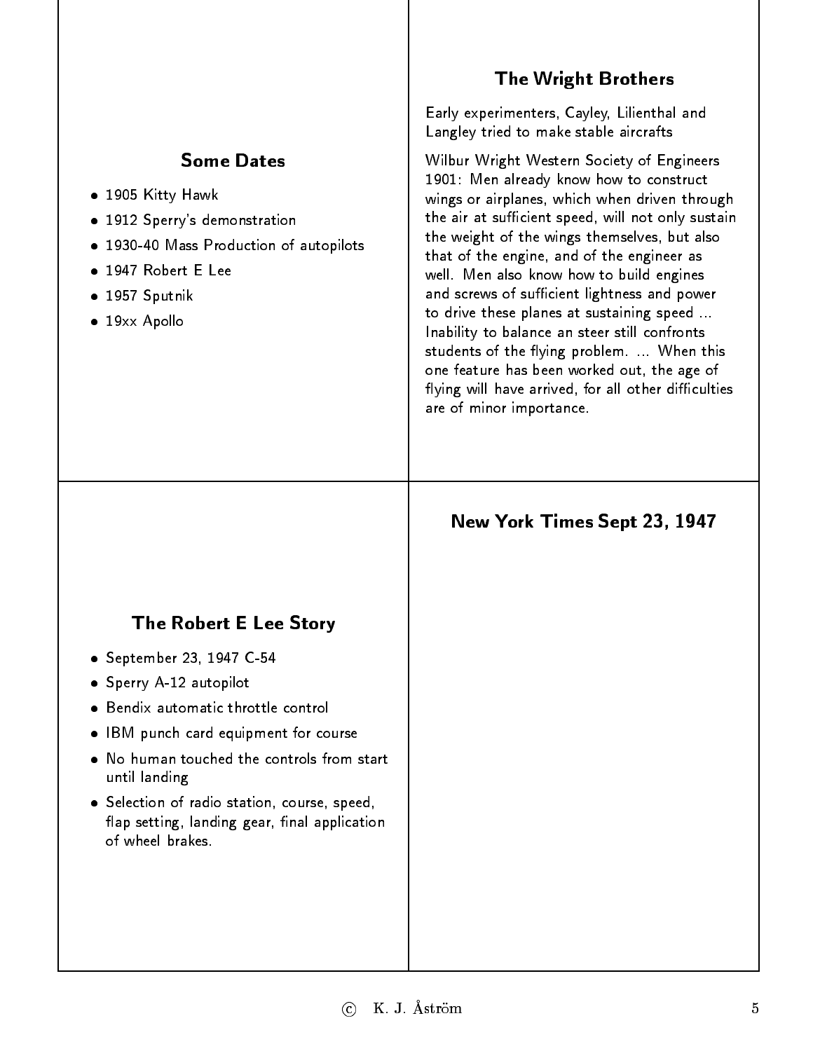## Some Dates

- 1905 Kitty Hawk
- 1912 Sperry's demonstration
- 1930-40 Mass Production of autopilots
- 1947 Robert E Lee
- 1957 Sputnik
- 19xx Apollo

## The Wright Brothers

Early experimenters, Cayley, Lilienthal and Langley tried to make stable aircrafts

Wilbur Wright Western Society of Engineers 1901: Men already know how to construct wings or airplanes, which when driven through the air at sufficient speed, will not only sustain the weight of the wings themselves, but also that of the engine, and of the engineer as well. Men also know how to build engines and screws of sufficient lightness and power to drive these planes at sustaining speed ... Inability to balance an steer still confronts students of the flying problem. ... When this one feature has been worked out, the age of flying will have arrived, for all other difficulties are of minor importance.

## The Robert E Lee Story

- September 23, 1947 C-54
- Sperry A-12 autopilot
- Bendix automatic throttle control
- IBM punch card equipment for course
- No human touched the controls from start until landing
- Selection of radio station, course, speed, flap setting, landing gear, final application of wheel brakes.

## New York Times Sept 23, 1947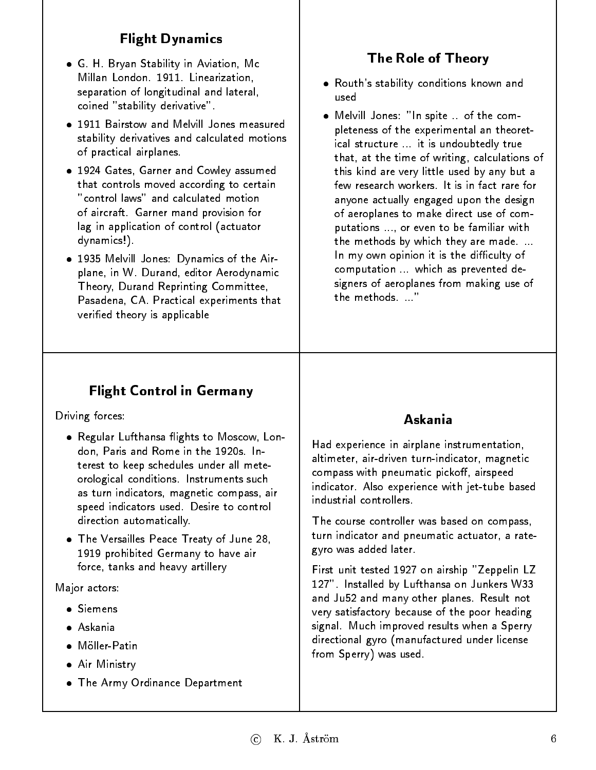## Flight Dynamics

- G. H. Bryan Stability in Aviation, Mc Millan London. 1911. Linearization, separation of longitudinal and lateral, coined "stability derivative".
- 1911 Bairstow and Melvill Jones measured stability derivatives and calculated motions of practical airplanes.
- 1924 Gates, Garner and Cowley assumed that controls moved according to certain "control laws" and calculated motion of aircraft. Garner mand provision for lag in application of control (actuator dynamics!).
- 1935 Melvill Jones: Dynamics of the Airplane, in W. Durand, editor Aerodynamic Theory, Durand Reprinting Committee, Pasadena, CA. Practical experiments that verified theory is applicable

## The Role of Theory

- Routh's stability conditions known and used
- Melvill Jones: "In spite .. of the completeness of the experimental an theoretical structure ... it is undoubtedly true that, at the time of writing, calculations of this kind are very little used by any but a few research workers. It is in fact rare for anyone actually engaged upon the design of aeroplanes to make direct use of computations ..., or even to be familiar with the methods by which they are made. ... In my own opinion it is the difficulty of computation ... which as prevented designers of aeroplanes from making use of the methods. ..."

## Flight Control in Germany

Driving forces:

- Regular Lufthansa flights to Moscow, London, Paris and Rome in the 1920s. Interest to keep schedules under all meteorological conditions. Instruments such as turn indicators, magnetic compass, air speed indicators used. Desire to control direction automatically.
- The Versailles Peace Treaty of June 28, 1919 prohibited Germany to have air force, tanks and heavy artillery

Major actors:

- Siemens
- Askania
- Möller-Patin
- Air Ministry
- The Army Ordinance Department

## Askania

Had experience in airplane instrumentation, altimeter, air-driven turn-indicator, magnetic compass with pneumatic pickoff, airspeed indicator. Also experience with jet-tube based industrial controllers.

The course controller was based on compass, turn indicator and pneumatic actuator, a rate-gyro was added later.

First unit tested 1927 on airship "Zeppelin LZ 127". Installed by Lufthansa on Junkers W33 and Ju52 and many other planes. Result not very satisfactory because of the poor heading signal. Much improved results when a Sperry directional gyro (manufactured under license from Sperry) was used.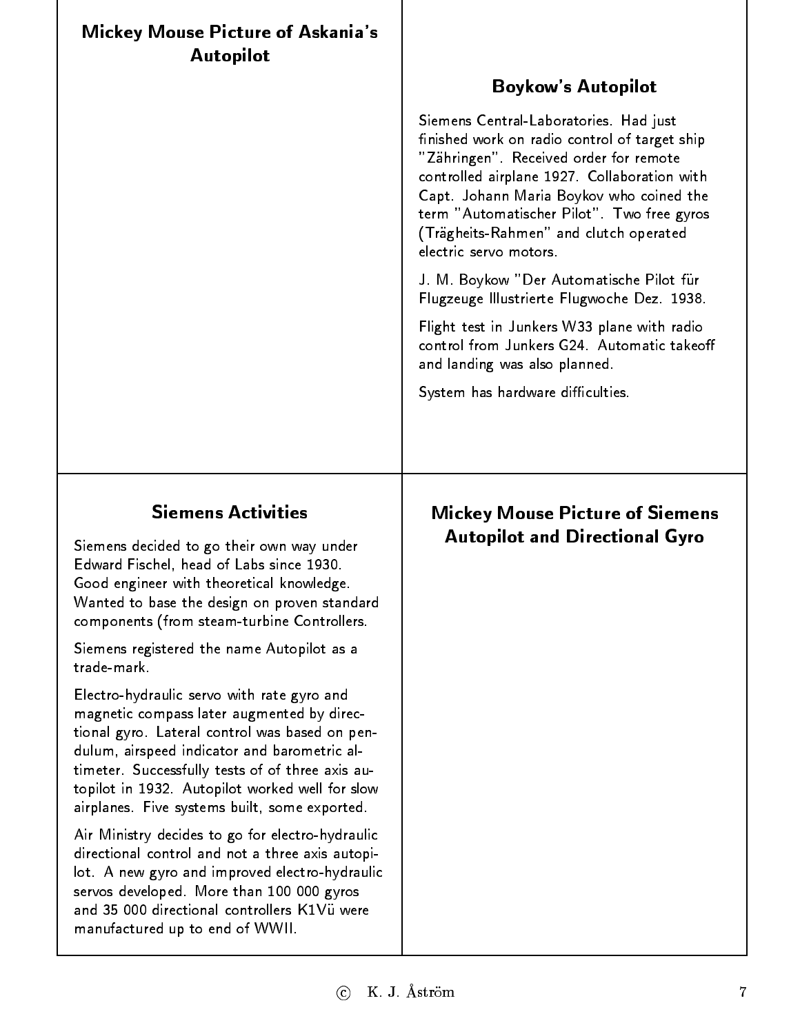## Mickey Mouse Picture of Askania's Autopilot

## Boykow's Autopilot

Siemens Central-Laboratories. Had just finished work on radio control of target ship "Zähringen". Received order for remote controlled airplane 1927. Collaboration with Capt. Johann Maria Boykov who coined the term "Automatischer Pilot". Two free gyros (Trägheits-Rahmen" and clutch operated electric servo motors.

J. M. Boykow "Der Automatische Pilot für Flugzeuge Illustrierte Flugwoche Dez. 1938.

Flight test in Junkers W33 plane with radio control from Junkers G24. Automatic takeoff and landing was also planned.

System has hardware difficulties.

## Siemens Activities

Siemens decided to go their own way under Edward Fischel, head of Labs since 1930. Good engineer with theoretical knowledge. Wanted to base the design on proven standard components (from steam-turbine Controllers.

Siemens registered the name Autopilot as a trade-mark.

Electro-hydraulic servo with rate gyro and magnetic compass later augmented by directional gyro. Lateral control was based on pendulum, airspeed indicator and barometric altimeter. Successfully tests of of three axis autopilot in 1932. Autopilot worked well for slow airplanes. Five systems built, some exported.

Air Ministry decides to go for electro-hydraulic directional control and not a three axis autopilot. A new gyro and improved electro-hydraulic servos developed. More than 100 000 gyros and 35 000 directional controllers K1Vü were manufactured up to end of WWII.

## Mickey Mouse Picture of Siemens Autopilot and Directional Gyro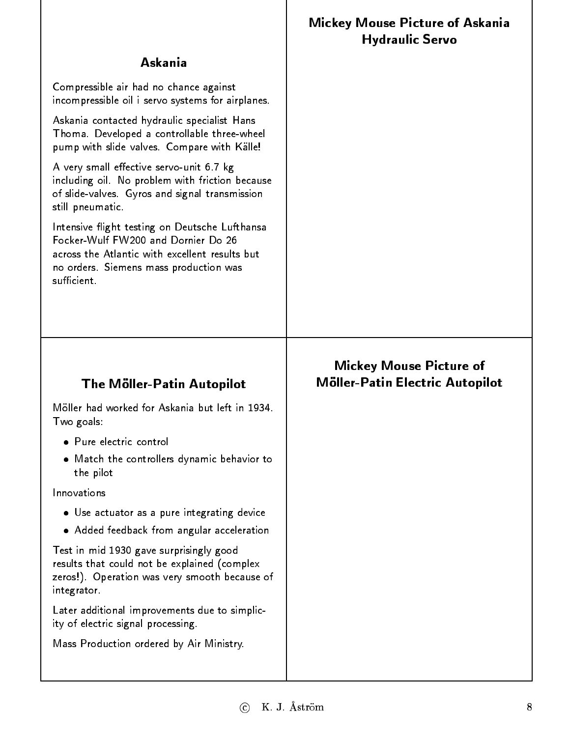## Askania

Compressible air had no chance against incompressible oil i servo systems for airplanes.

Askania contacted hydraulic specialist Hans Thoma. Developed a controllable three-wheel pump with slide valves. Compare with Källe!

A very small effective servo-unit 6.7 kg including oil. No problem with friction because of slide-valves. Gyros and signal transmission still pneumatic.

Intensive flight testing on Deutsche Lufthansa Focker-Wulf FW200 and Dornier Do 26 across the Atlantic with excellent results but no orders. Siemens mass production was sufficient.

## Mickey Mouse Picture of Askania Hydraulic Servo

## The Möller-Patin Autopilot

Möller had worked for Askania but left in 1934. Two goals:

- Pure electric control
- Match the controllers dynamic behavior to the pilot

Innovations

- Use actuator as a pure integrating device
- Added feedback from angular acceleration

Test in mid 1930 gave surprisingly good results that could not be explained (complex zeros!). Operation was very smooth because of integrator.

Later additional improvements due to simplicity of electric signal processing.

Mass Production ordered by Air Ministry.

## Mickey Mouse Picture of Möller-Patin Electric Autopilot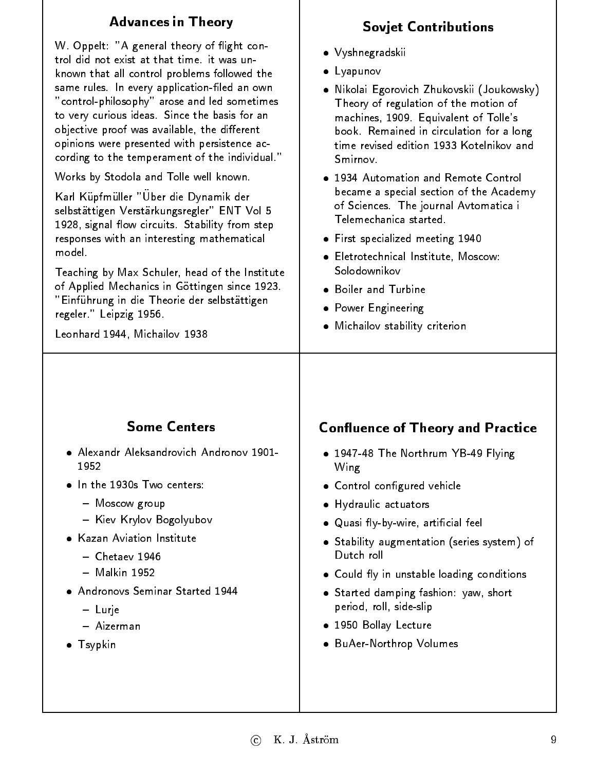## Advances in Theory

W. Oppelt: "A general theory of flight control did not exist at that time. it was unknown that all control problems followed the same rules. In every application-filed an own "control-philosophy" arose and led sometimes to very curious ideas. Since the basis for an objective proof was available, the different opinions were presented with persistence according to the temperament of the individual."

Works by Stodola and Tolle well known.

Karl Küpfmüller "Über die Dynamik der selbstättigen Verstärkungsregler" ENT Vol 5 1928, signal flow circuits. Stability from step responses with an interesting mathematical model.

Teaching by Max Schuler, head of the Institute of Applied Mechanics in Göttingen since 1923. "Einführung in die Theorie der selbstättigen regeler." Leipzig 1956.

Leonhard 1944, Michailov 1938

## Sovjet Contributions

- Vyshnegradskii
- Lyapunov
- Nikolai Egorovich Zhukovskii (Joukowsky) Theory of regulation of the motion of machines, 1909. Equivalent of Tolle's book. Remained in circulation for a long time revised edition 1933 Kotelnikov and Smirnov.
- 1934 Automation and Remote Control became a special section of the Academy of Sciences. The journal Avtomatica i Telemechanica started.
- First specialized meeting 1940
- Eletrotechnical Institute, Moscow: Solodownikov
- Boiler and Turbine
- Power Engineering
- Michailov stability criterion

## Some Centers

- Alexandr Aleksandrovich Andronov 1901-1952
- In the 1930s Two centers:
  - Moscow group
  - Kiev Krylov Bogolyubov
- Kazan Aviation Institute
  - Chetaev 1946
  - Malkin 1952
- Andronovs Seminar Started 1944
  - Lurje
  - Aizerman
- Tsypkin

## Confluence of Theory and Practice

- 1947-48 The Northrum YB-49 Flying Wing
- Control configured vehicle
- Hydraulic actuators
- Quasi fly-by-wire, artificial feel
- Stability augmentation (series system) of Dutch roll
- Could fly in unstable loading conditions
- Started damping fashion: yaw, short period, roll, side-slip
- 1950 Bollay Lecture
- BuAer-Northrop Volumes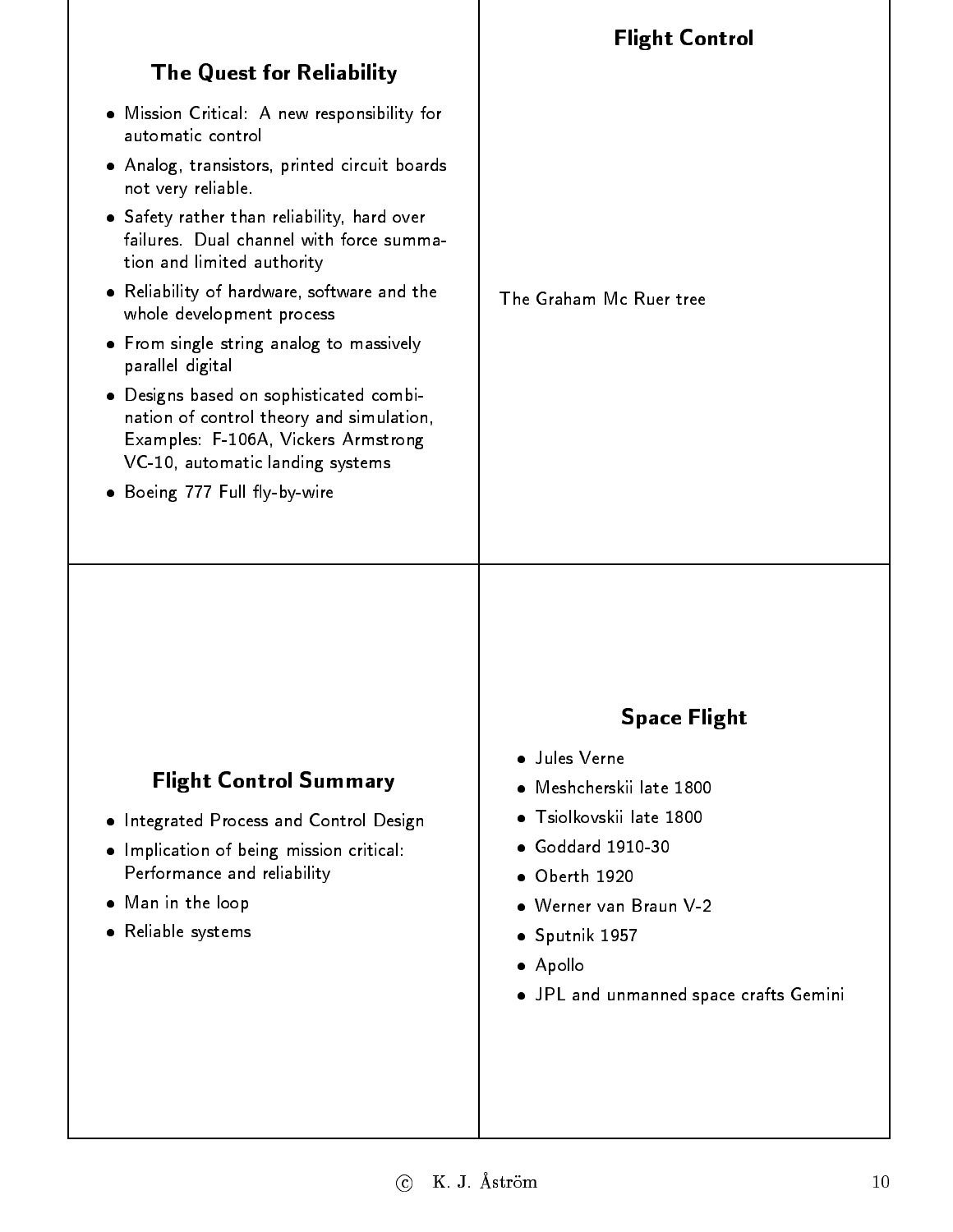## The Quest for Reliability

- Mission Critical: A new responsibility for automatic control
- Analog, transistors, printed circuit boards not very reliable.
- Safety rather than reliability, hard over failures. Dual channel with force summation and limited authority
- Reliability of hardware, software and the whole development process
- From single string analog to massively parallel digital
- Designs based on sophisticated combination of control theory and simulation, Examples: F-106A, Vickers Armstrong VC-10, automatic landing systems
- Boeing 777 Full fly-by-wire

## Flight Control

The Graham Mc Ruer tree

## Flight Control Summary

- Integrated Process and Control Design
- Implication of being mission critical: Performance and reliability
- Man in the loop
- Reliable systems

## Space Flight

- Jules Verne
- Meshcherskii late 1800
- Tsiolkovskii late 1800
- Goddard 1910-30
- Oberth 1920
- Werner van Braun V-2
- Sputnik 1957
- Apollo
- JPL and unmanned space crafts Gemini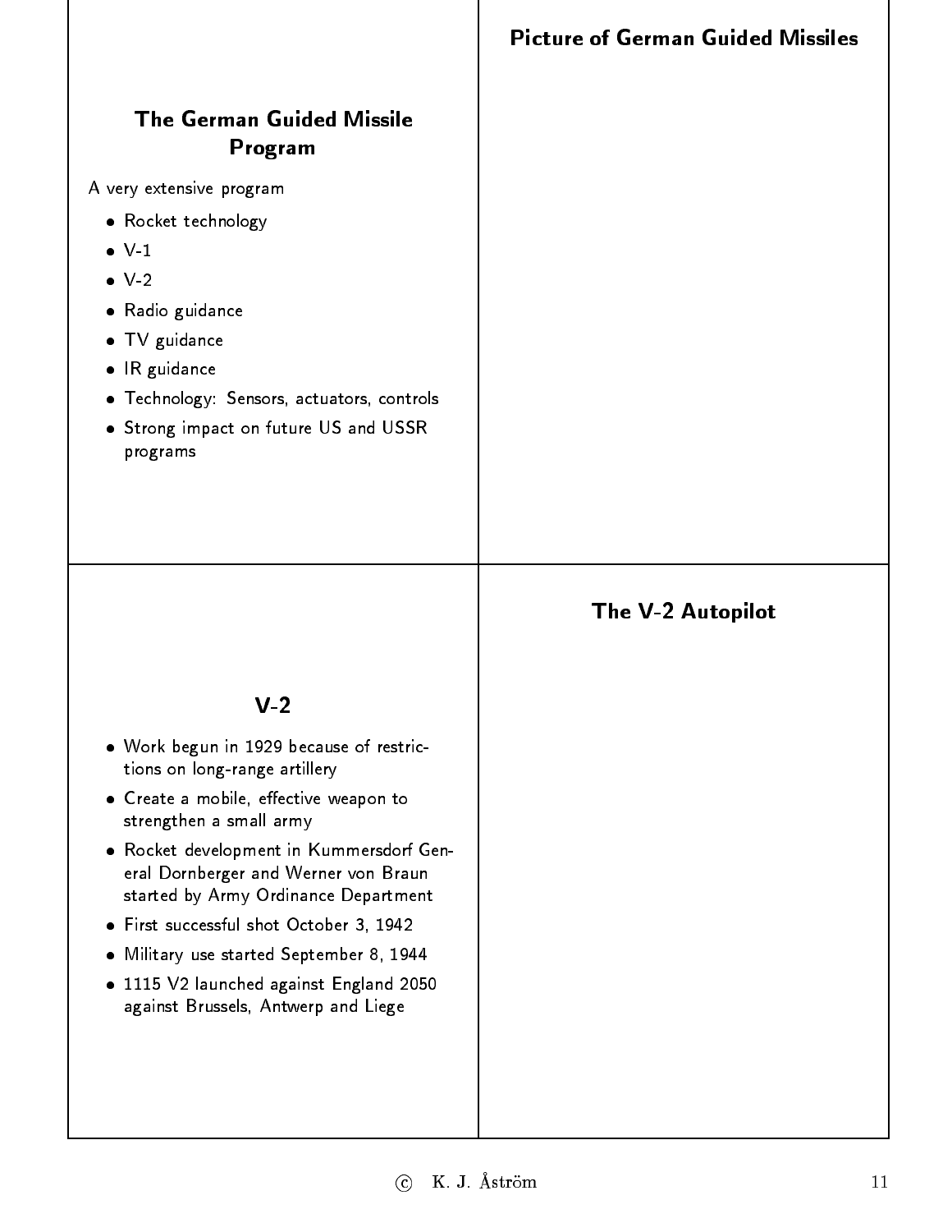## The German Guided Missile Program

A very extensive program

- Rocket technology
- V-1
- V-2
- Radio guidance
- TV guidance
- IR guidance
- Technology: Sensors, actuators, controls
- Strong impact on future US and USSR programs

## Picture of German Guided Missiles

## V-2

- Work begun in 1929 because of restrictions on long-range artillery
- Create a mobile, effective weapon to strengthen a small army
- Rocket development in Kummersdorf General Dornberger and Werner von Braun started by Army Ordinance Department
- First successful shot October 3, 1942
- Military use started September 8, 1944
- 1115 V2 launched against England 2050 against Brussels, Antwerp and Liege

## The V-2 Autopilot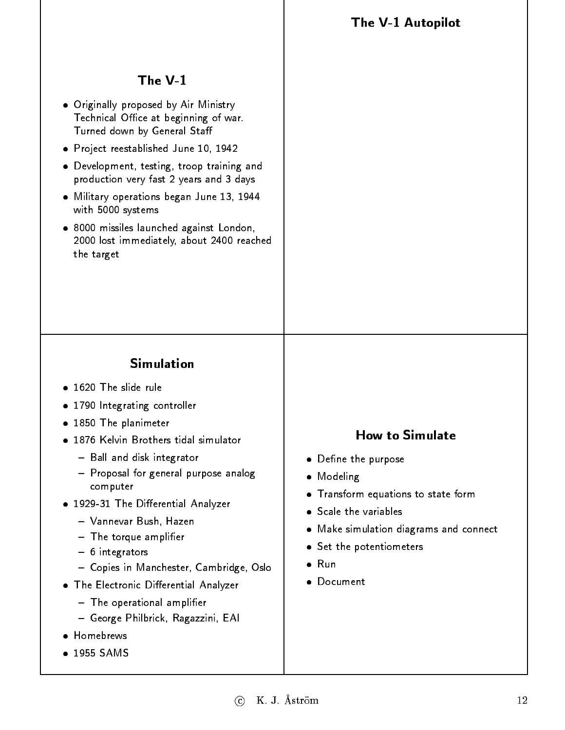## The V-1

- Originally proposed by Air Ministry Technical Office at beginning of war. Turned down by General Staff
- Project reestablished June 10, 1942
- Development, testing, troop training and production very fast 2 years and 3 days
- Military operations began June 13, 1944 with 5000 systems
- 8000 missiles launched against London, 2000 lost immediately, about 2400 reached the target

## The V-1 Autopilot

## Simulation

- 1620 The slide rule
- 1790 Integrating controller
- 1850 The planimeter
- 1876 Kelvin Brothers tidal simulator
  - Ball and disk integrator
  - Proposal for general purpose analog computer
- 1929-31 The Differential Analyzer
  - Vannevar Bush, Hazen
  - The torque amplifier
  - 6 integrators
  - Copies in Manchester, Cambridge, Oslo
- The Electronic Differential Analyzer
  - The operational amplifier
  - George Philbrick, Ragazzini, EAI
- Homebrews
- 1955 SAMS

## How to Simulate

- Define the purpose
- Modeling
- Transform equations to state form
- Scale the variables
- Make simulation diagrams and connect
- Set the potentiometers
- Run
- Document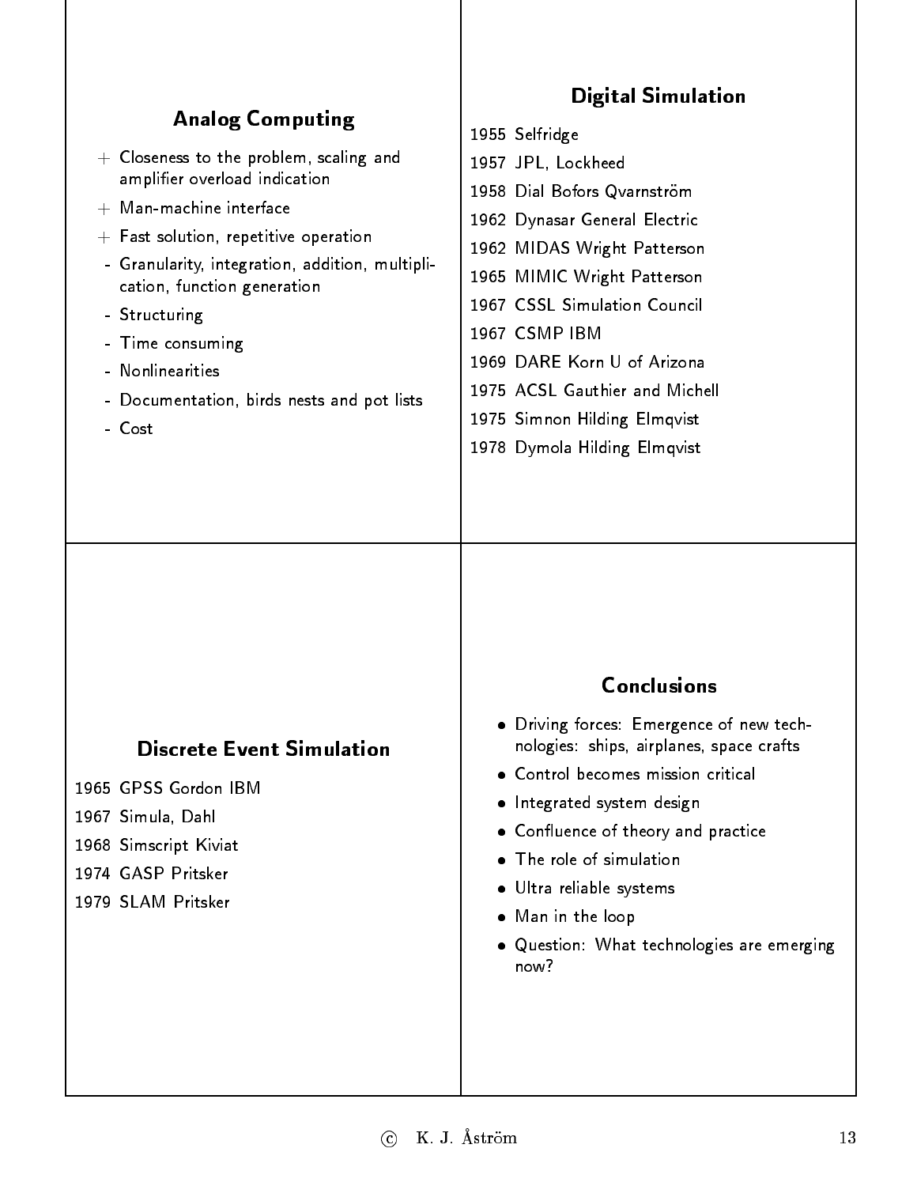## Analog Computing

+ Closeness to the problem, scaling and amplifier overload indication
+ Man-machine interface
+ Fast solution, repetitive operation
- Granularity, integration, addition, multiplication, function generation
- Structuring
- Time consuming
- Nonlinearities
- Documentation, birds nests and pot lists
- Cost

## Digital Simulation

1955 Selfridge
1957 JPL, Lockheed
1958 Dial Bofors Qvarnström
1962 Dynasar General Electric
1962 MIDAS Wright Patterson
1965 MIMIC Wright Patterson
1967 CSSL Simulation Council
1967 CSMP IBM
1969 DARE Korn U of Arizona
1975 ACSL Gauthier and Michell
1975 Simnon Hilding Elmqvist
1978 Dymola Hilding Elmqvist

## Discrete Event Simulation

1965 GPSS Gordon IBM
1967 Simula, Dahl
1968 Simscript Kiviat
1974 GASP Pritsker
1979 SLAM Pritsker

## Conclusions

- Driving forces: Emergence of new technologies: ships, airplanes, space crafts
- Control becomes mission critical
- Integrated system design
- Confluence of theory and practice
- The role of simulation
- Ultra reliable systems
- Man in the loop
- Question: What technologies are emerging now?